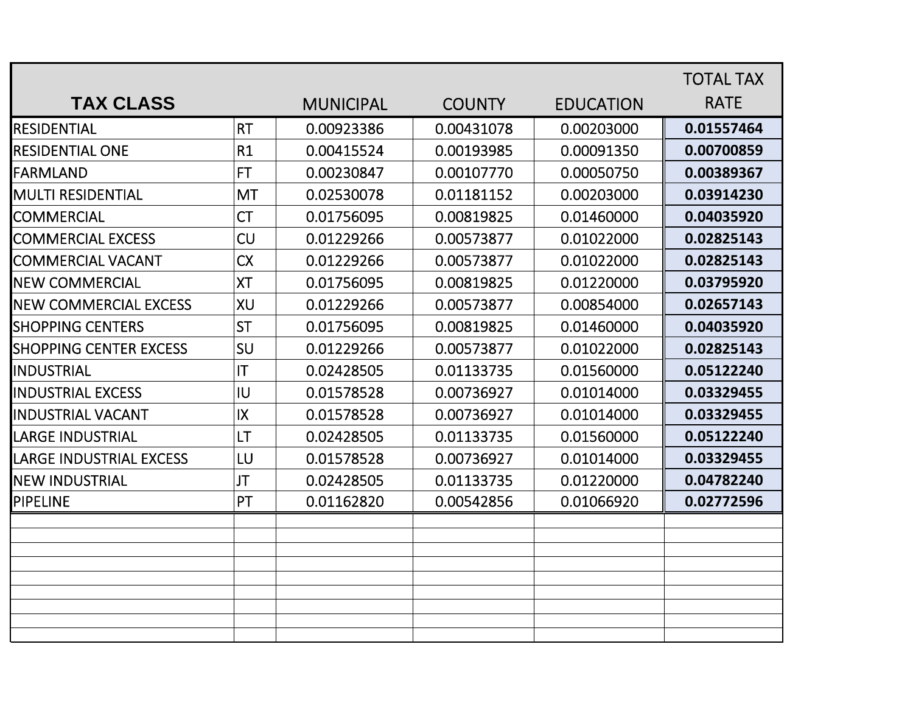| TAX CLASS | | MUNICIPAL | COUNTY | EDUCATION | TOTAL TAX RATE |
|---|---|---|---|---|---|
| RESIDENTIAL | RT | 0.00923386 | 0.00431078 | 0.00203000 | **0.01557464** |
| RESIDENTIAL ONE | R1 | 0.00415524 | 0.00193985 | 0.00091350 | **0.00700859** |
| FARMLAND | FT | 0.00230847 | 0.00107770 | 0.00050750 | **0.00389367** |
| MULTI RESIDENTIAL | MT | 0.02530078 | 0.01181152 | 0.00203000 | **0.03914230** |
| COMMERCIAL | CT | 0.01756095 | 0.00819825 | 0.01460000 | **0.04035920** |
| COMMERCIAL EXCESS | CU | 0.01229266 | 0.00573877 | 0.01022000 | **0.02825143** |
| COMMERCIAL VACANT | CX | 0.01229266 | 0.00573877 | 0.01022000 | **0.02825143** |
| NEW COMMERCIAL | XT | 0.01756095 | 0.00819825 | 0.01220000 | **0.03795920** |
| NEW COMMERCIAL EXCESS | XU | 0.01229266 | 0.00573877 | 0.00854000 | **0.02657143** |
| SHOPPING CENTERS | ST | 0.01756095 | 0.00819825 | 0.01460000 | **0.04035920** |
| SHOPPING CENTER EXCESS | SU | 0.01229266 | 0.00573877 | 0.01022000 | **0.02825143** |
| INDUSTRIAL | IT | 0.02428505 | 0.01133735 | 0.01560000 | **0.05122240** |
| INDUSTRIAL EXCESS | IU | 0.01578528 | 0.00736927 | 0.01014000 | **0.03329455** |
| INDUSTRIAL VACANT | IX | 0.01578528 | 0.00736927 | 0.01014000 | **0.03329455** |
| LARGE INDUSTRIAL | LT | 0.02428505 | 0.01133735 | 0.01560000 | **0.05122240** |
| LARGE INDUSTRIAL EXCESS | LU | 0.01578528 | 0.00736927 | 0.01014000 | **0.03329455** |
| NEW INDUSTRIAL | JT | 0.02428505 | 0.01133735 | 0.01220000 | **0.04782240** |
| PIPELINE | PT | 0.01162820 | 0.00542856 | 0.01066920 | **0.02772596** |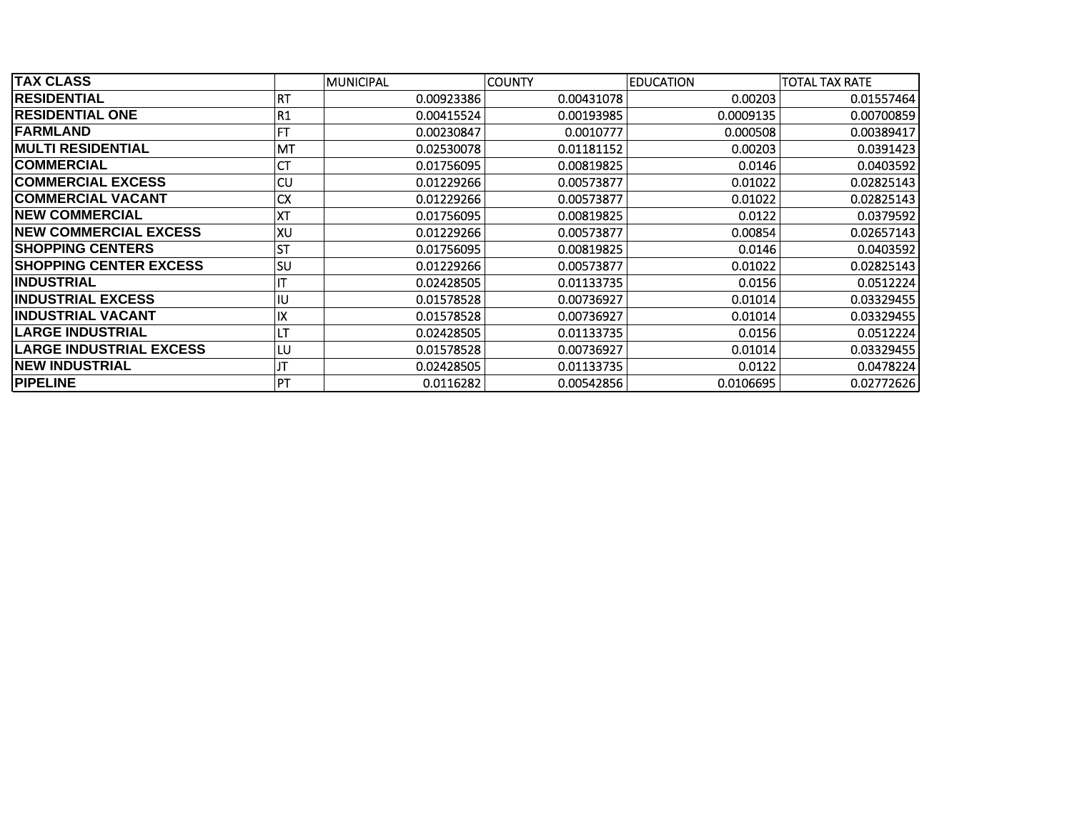| TAX CLASS | | MUNICIPAL | COUNTY | EDUCATION | TOTAL TAX RATE |
|---|---|---|---|---|---|
| **RESIDENTIAL** | RT | 0.00923386 | 0.00431078 | 0.00203 | 0.01557464 |
| **RESIDENTIAL ONE** | R1 | 0.00415524 | 0.00193985 | 0.0009135 | 0.00700859 |
| **FARMLAND** | FT | 0.00230847 | 0.0010777 | 0.000508 | 0.00389417 |
| **MULTI RESIDENTIAL** | MT | 0.02530078 | 0.01181152 | 0.00203 | 0.0391423 |
| **COMMERCIAL** | CT | 0.01756095 | 0.00819825 | 0.0146 | 0.0403592 |
| **COMMERCIAL EXCESS** | CU | 0.01229266 | 0.00573877 | 0.01022 | 0.02825143 |
| **COMMERCIAL VACANT** | CX | 0.01229266 | 0.00573877 | 0.01022 | 0.02825143 |
| **NEW COMMERCIAL** | XT | 0.01756095 | 0.00819825 | 0.0122 | 0.0379592 |
| **NEW COMMERCIAL EXCESS** | XU | 0.01229266 | 0.00573877 | 0.00854 | 0.02657143 |
| **SHOPPING CENTERS** | ST | 0.01756095 | 0.00819825 | 0.0146 | 0.0403592 |
| **SHOPPING CENTER EXCESS** | SU | 0.01229266 | 0.00573877 | 0.01022 | 0.02825143 |
| **INDUSTRIAL** | IT | 0.02428505 | 0.01133735 | 0.0156 | 0.0512224 |
| **INDUSTRIAL EXCESS** | IU | 0.01578528 | 0.00736927 | 0.01014 | 0.03329455 |
| **INDUSTRIAL VACANT** | IX | 0.01578528 | 0.00736927 | 0.01014 | 0.03329455 |
| **LARGE INDUSTRIAL** | LT | 0.02428505 | 0.01133735 | 0.0156 | 0.0512224 |
| **LARGE INDUSTRIAL EXCESS** | LU | 0.01578528 | 0.00736927 | 0.01014 | 0.03329455 |
| **NEW INDUSTRIAL** | JT | 0.02428505 | 0.01133735 | 0.0122 | 0.0478224 |
| **PIPELINE** | PT | 0.0116282 | 0.00542856 | 0.0106695 | 0.02772626 |